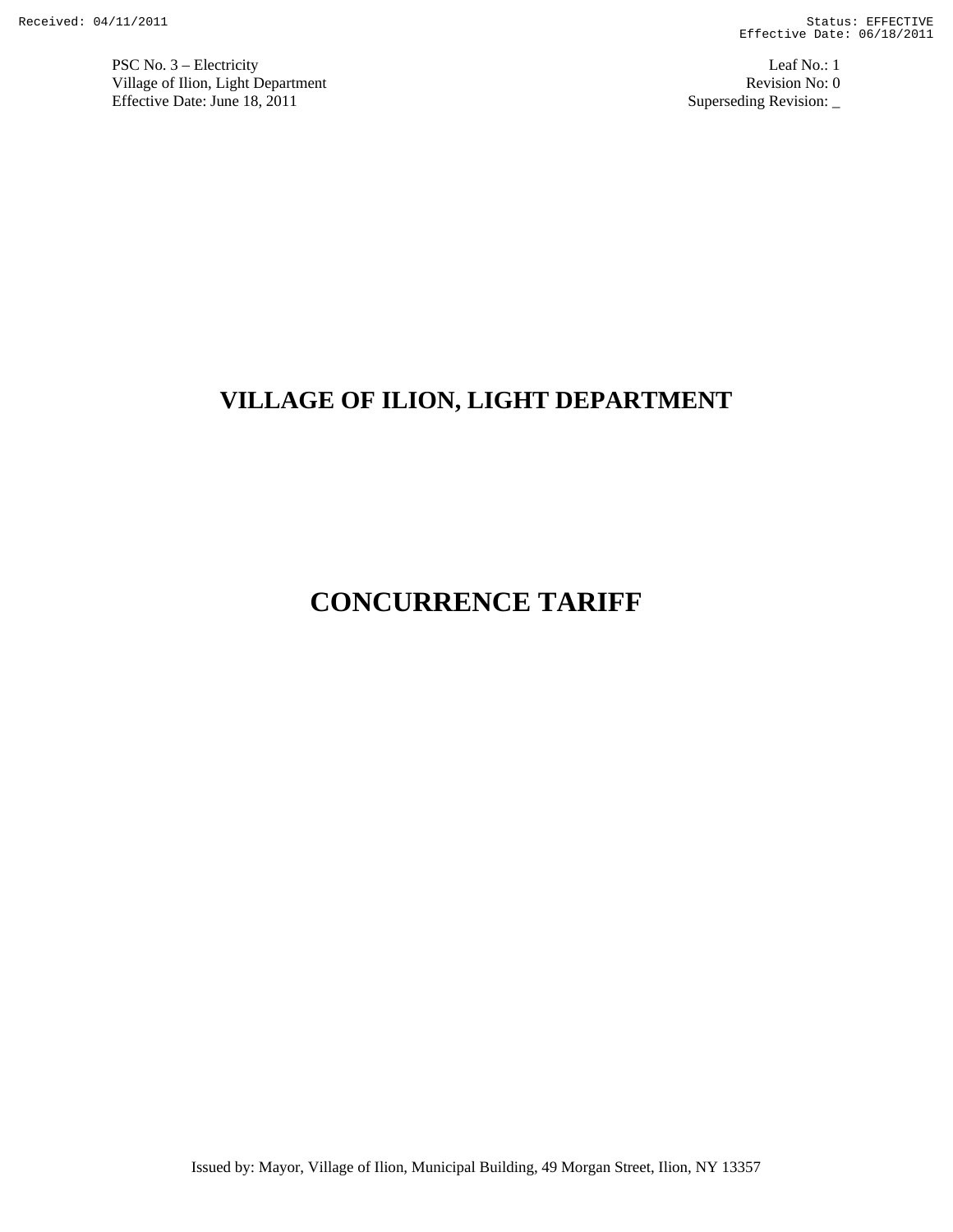# VILLAGE OF ILION, LIGHT DEPARTMENT

# CONCURRENCE TARIFF

Issued by: Mayor, Village of Ilion, Municipal Building, 49 Morgan Street, Ilion, NY 13357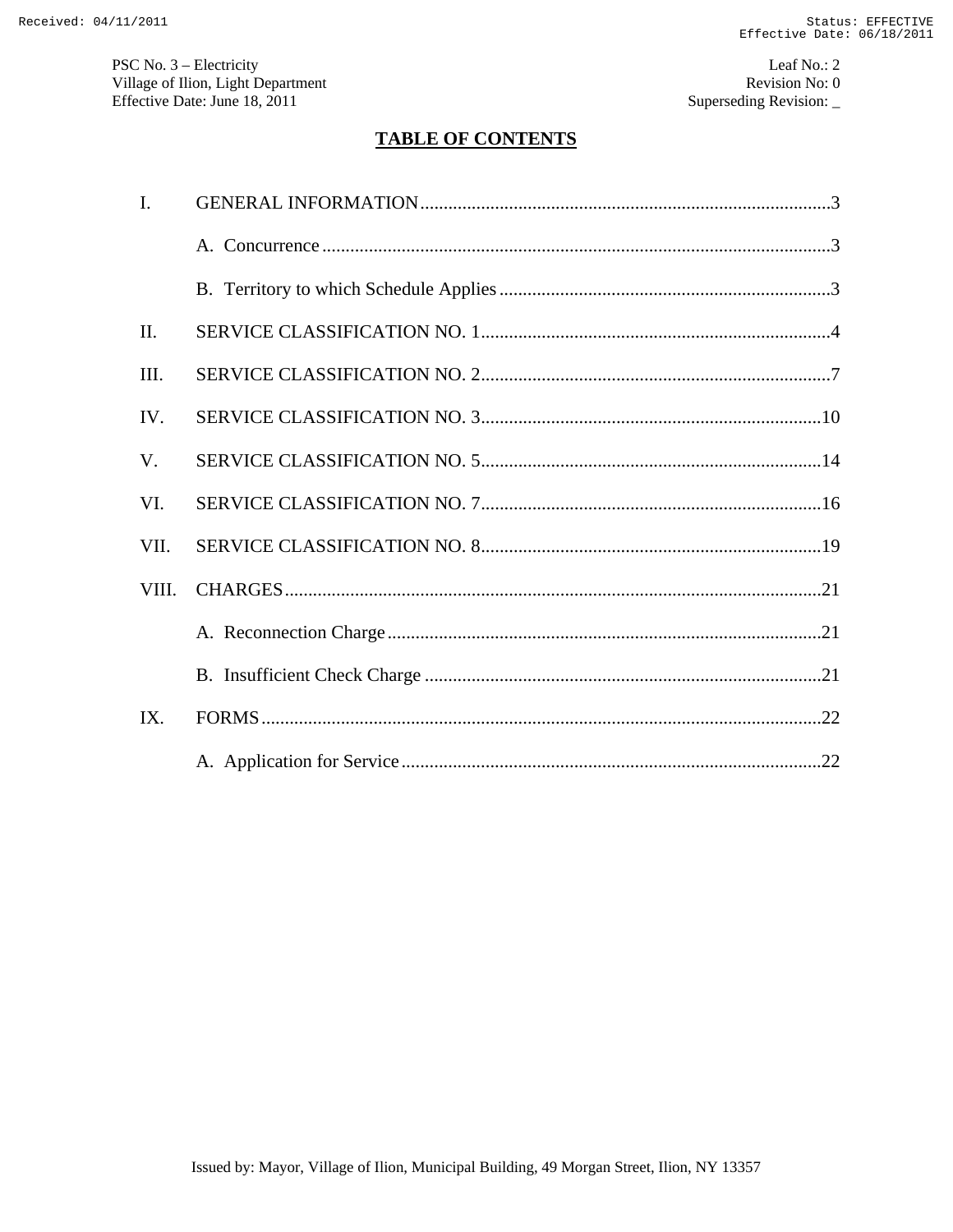# TABLE OF CONTENTS

| | | |
|---|---|---|
| I. | GENERAL INFORMATION | 3 |
| | A. Concurrence | 3 |
| | B. Territory to which Schedule Applies | 3 |
| II. | SERVICE CLASSIFICATION NO. 1 | 4 |
| III. | SERVICE CLASSIFICATION NO. 2 | 7 |
| IV. | SERVICE CLASSIFICATION NO. 3 | 10 |
| V. | SERVICE CLASSIFICATION NO. 5 | 14 |
| VI. | SERVICE CLASSIFICATION NO. 7 | 16 |
| VII. | SERVICE CLASSIFICATION NO. 8 | 19 |
| VIII. | CHARGES | 21 |
| | A. Reconnection Charge | 21 |
| | B. Insufficient Check Charge | 21 |
| IX. | FORMS | 22 |
| | A. Application for Service | 22 |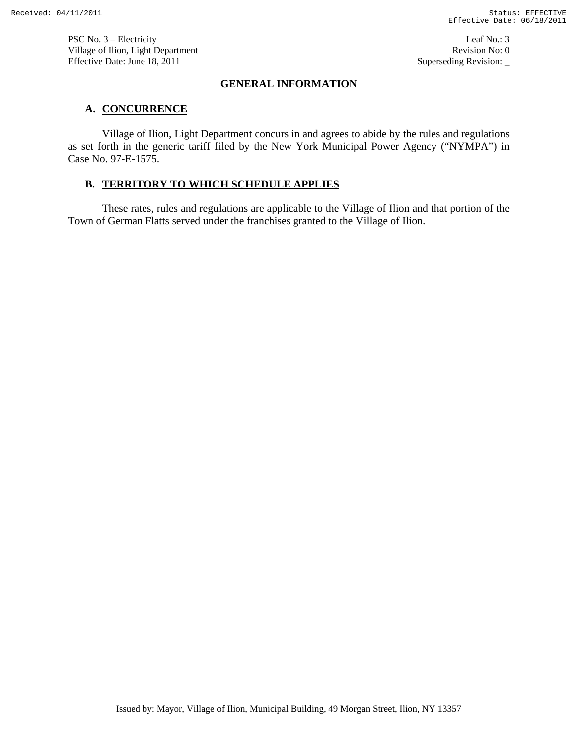## GENERAL INFORMATION

### A. CONCURRENCE

Village of Ilion, Light Department concurs in and agrees to abide by the rules and regulations as set forth in the generic tariff filed by the New York Municipal Power Agency ("NYMPA") in Case No. 97-E-1575.

### B. TERRITORY TO WHICH SCHEDULE APPLIES

These rates, rules and regulations are applicable to the Village of Ilion and that portion of the Town of German Flatts served under the franchises granted to the Village of Ilion.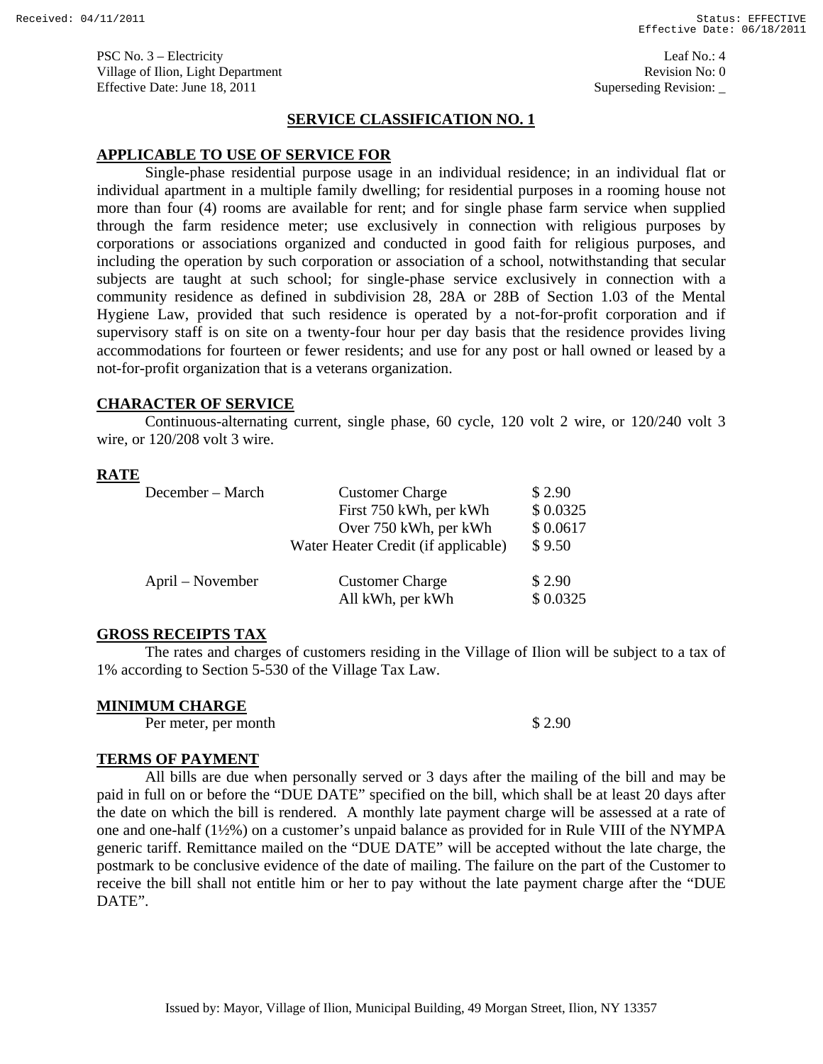PSC No. 3 – Electricity
Village of Ilion, Light Department
Effective Date: June 18, 2011

Leaf No.: 4
Revision No: 0
Superseding Revision: _

## SERVICE CLASSIFICATION NO. 1

### APPLICABLE TO USE OF SERVICE FOR

Single-phase residential purpose usage in an individual residence; in an individual flat or individual apartment in a multiple family dwelling; for residential purposes in a rooming house not more than four (4) rooms are available for rent; and for single phase farm service when supplied through the farm residence meter; use exclusively in connection with religious purposes by corporations or associations organized and conducted in good faith for religious purposes, and including the operation by such corporation or association of a school, notwithstanding that secular subjects are taught at such school; for single-phase service exclusively in connection with a community residence as defined in subdivision 28, 28A or 28B of Section 1.03 of the Mental Hygiene Law, provided that such residence is operated by a not-for-profit corporation and if supervisory staff is on site on a twenty-four hour per day basis that the residence provides living accommodations for fourteen or fewer residents; and use for any post or hall owned or leased by a not-for-profit organization that is a veterans organization.

### CHARACTER OF SERVICE

Continuous-alternating current, single phase, 60 cycle, 120 volt 2 wire, or 120/240 volt 3 wire, or 120/208 volt 3 wire.

### RATE

| Period | Charge | Rate |
|---|---|---|
| December – March | Customer Charge | $ 2.90 |
| | First 750 kWh, per kWh | $ 0.0325 |
| | Over 750 kWh, per kWh | $ 0.0617 |
| | Water Heater Credit (if applicable) | $ 9.50 |
| April – November | Customer Charge | $ 2.90 |
| | All kWh, per kWh | $ 0.0325 |

### GROSS RECEIPTS TAX

The rates and charges of customers residing in the Village of Ilion will be subject to a tax of 1% according to Section 5-530 of the Village Tax Law.

### MINIMUM CHARGE

Per meter, per month $ 2.90

### TERMS OF PAYMENT

All bills are due when personally served or 3 days after the mailing of the bill and may be paid in full on or before the "DUE DATE" specified on the bill, which shall be at least 20 days after the date on which the bill is rendered. A monthly late payment charge will be assessed at a rate of one and one-half (1½%) on a customer's unpaid balance as provided for in Rule VIII of the NYMPA generic tariff. Remittance mailed on the "DUE DATE" will be accepted without the late charge, the postmark to be conclusive evidence of the date of mailing. The failure on the part of the Customer to receive the bill shall not entitle him or her to pay without the late payment charge after the "DUE DATE".

Issued by: Mayor, Village of Ilion, Municipal Building, 49 Morgan Street, Ilion, NY 13357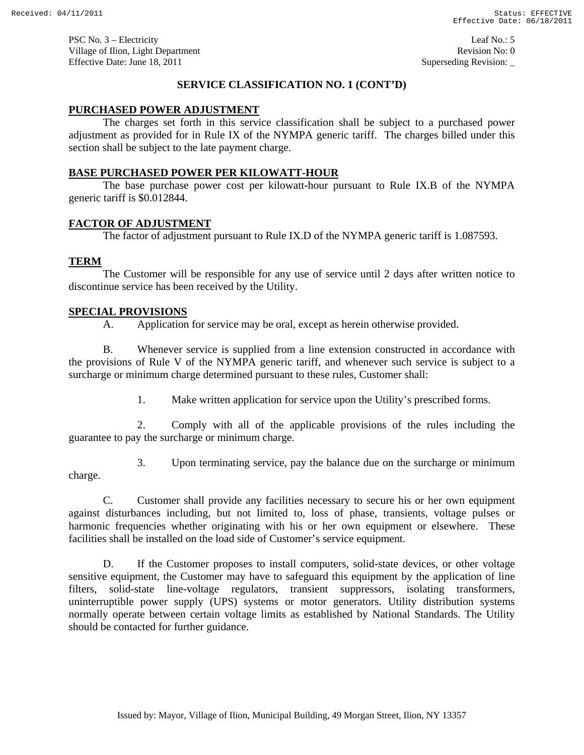## SERVICE CLASSIFICATION NO. 1 (CONT'D)

### PURCHASED POWER ADJUSTMENT

The charges set forth in this service classification shall be subject to a purchased power adjustment as provided for in Rule IX of the NYMPA generic tariff. The charges billed under this section shall be subject to the late payment charge.

### BASE PURCHASED POWER PER KILOWATT-HOUR

The base purchase power cost per kilowatt-hour pursuant to Rule IX.B of the NYMPA generic tariff is $0.012844.

### FACTOR OF ADJUSTMENT

The factor of adjustment pursuant to Rule IX.D of the NYMPA generic tariff is 1.087593.

### TERM

The Customer will be responsible for any use of service until 2 days after written notice to discontinue service has been received by the Utility.

### SPECIAL PROVISIONS

A. Application for service may be oral, except as herein otherwise provided.

B. Whenever service is supplied from a line extension constructed in accordance with the provisions of Rule V of the NYMPA generic tariff, and whenever such service is subject to a surcharge or minimum charge determined pursuant to these rules, Customer shall:

1. Make written application for service upon the Utility's prescribed forms.

2. Comply with all of the applicable provisions of the rules including the guarantee to pay the surcharge or minimum charge.

3. Upon terminating service, pay the balance due on the surcharge or minimum charge.

C. Customer shall provide any facilities necessary to secure his or her own equipment against disturbances including, but not limited to, loss of phase, transients, voltage pulses or harmonic frequencies whether originating with his or her own equipment or elsewhere. These facilities shall be installed on the load side of Customer's service equipment.

D. If the Customer proposes to install computers, solid-state devices, or other voltage sensitive equipment, the Customer may have to safeguard this equipment by the application of line filters, solid-state line-voltage regulators, transient suppressors, isolating transformers, uninterruptible power supply (UPS) systems or motor generators. Utility distribution systems normally operate between certain voltage limits as established by National Standards. The Utility should be contacted for further guidance.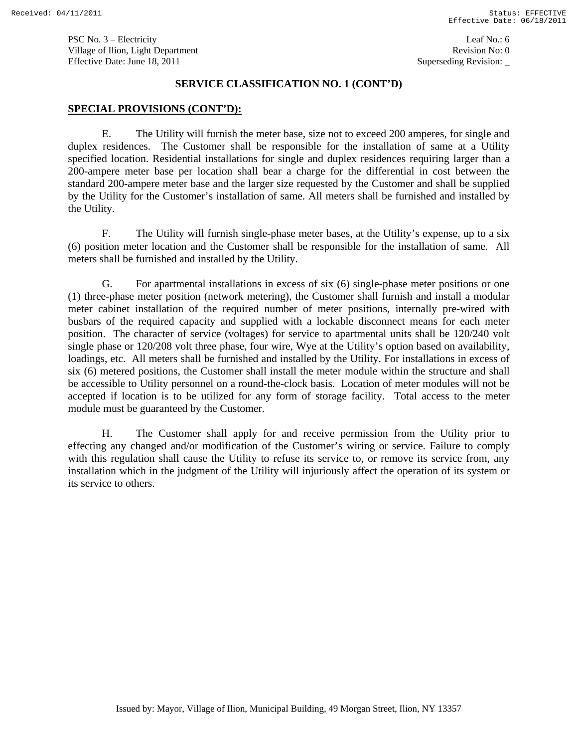PSC No. 3 – Electricity
Village of Ilion, Light Department
Effective Date: June 18, 2011

Leaf No.: 6
Revision No: 0
Superseding Revision: _

## SERVICE CLASSIFICATION NO. 1 (CONT'D)

**SPECIAL PROVISIONS (CONT'D):**

E. The Utility will furnish the meter base, size not to exceed 200 amperes, for single and duplex residences. The Customer shall be responsible for the installation of same at a Utility specified location. Residential installations for single and duplex residences requiring larger than a 200-ampere meter base per location shall bear a charge for the differential in cost between the standard 200-ampere meter base and the larger size requested by the Customer and shall be supplied by the Utility for the Customer's installation of same. All meters shall be furnished and installed by the Utility.

F. The Utility will furnish single-phase meter bases, at the Utility's expense, up to a six (6) position meter location and the Customer shall be responsible for the installation of same. All meters shall be furnished and installed by the Utility.

G. For apartmental installations in excess of six (6) single-phase meter positions or one (1) three-phase meter position (network metering), the Customer shall furnish and install a modular meter cabinet installation of the required number of meter positions, internally pre-wired with busbars of the required capacity and supplied with a lockable disconnect means for each meter position. The character of service (voltages) for service to apartmental units shall be 120/240 volt single phase or 120/208 volt three phase, four wire, Wye at the Utility's option based on availability, loadings, etc. All meters shall be furnished and installed by the Utility. For installations in excess of six (6) metered positions, the Customer shall install the meter module within the structure and shall be accessible to Utility personnel on a round-the-clock basis. Location of meter modules will not be accepted if location is to be utilized for any form of storage facility. Total access to the meter module must be guaranteed by the Customer.

H. The Customer shall apply for and receive permission from the Utility prior to effecting any changed and/or modification of the Customer's wiring or service. Failure to comply with this regulation shall cause the Utility to refuse its service to, or remove its service from, any installation which in the judgment of the Utility will injuriously affect the operation of its system or its service to others.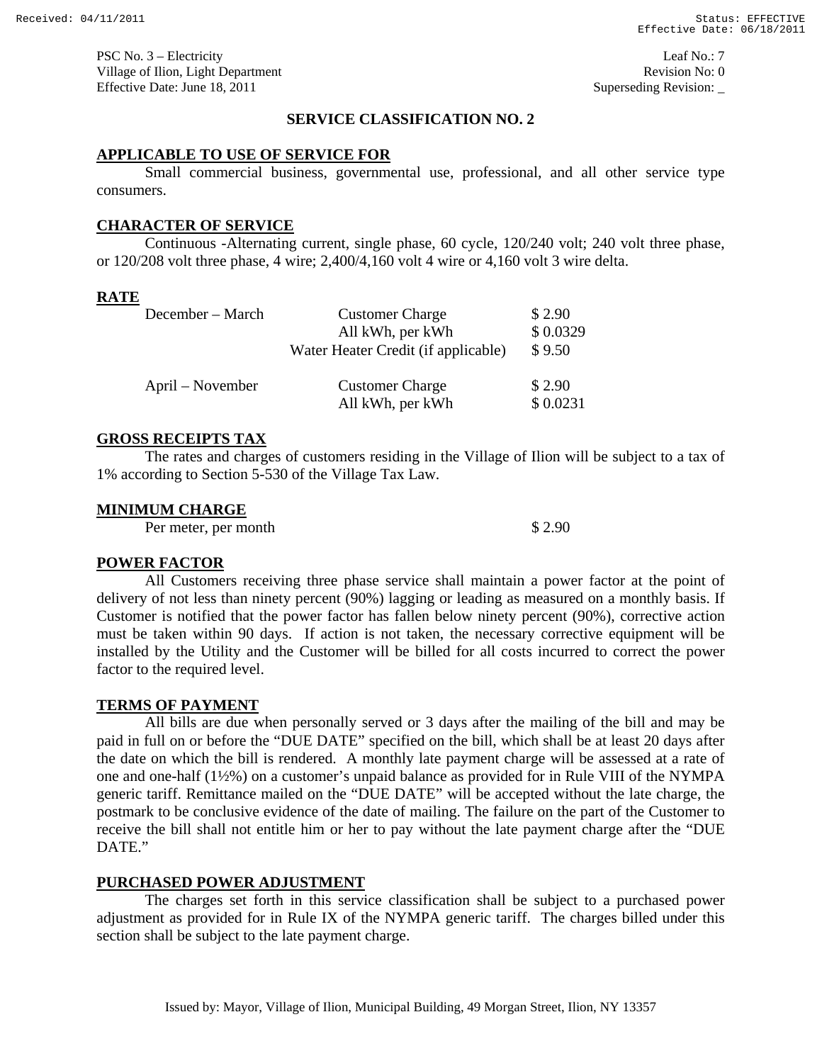PSC No. 3 – Electricity
Village of Ilion, Light Department
Effective Date: June 18, 2011

Leaf No.: 7
Revision No: 0
Superseding Revision: _

## SERVICE CLASSIFICATION NO. 2

### APPLICABLE TO USE OF SERVICE FOR

Small commercial business, governmental use, professional, and all other service type consumers.

### CHARACTER OF SERVICE

Continuous -Alternating current, single phase, 60 cycle, 120/240 volt; 240 volt three phase, or 120/208 volt three phase, 4 wire; 2,400/4,160 volt 4 wire or 4,160 volt 3 wire delta.

### RATE

| | | |
|---|---|---|
| December – March | Customer Charge | $ 2.90 |
| | All kWh, per kWh | $ 0.0329 |
| | Water Heater Credit (if applicable) | $ 9.50 |
| April – November | Customer Charge | $ 2.90 |
| | All kWh, per kWh | $ 0.0231 |

### GROSS RECEIPTS TAX

The rates and charges of customers residing in the Village of Ilion will be subject to a tax of 1% according to Section 5-530 of the Village Tax Law.

### MINIMUM CHARGE

Per meter, per month $ 2.90

### POWER FACTOR

All Customers receiving three phase service shall maintain a power factor at the point of delivery of not less than ninety percent (90%) lagging or leading as measured on a monthly basis. If Customer is notified that the power factor has fallen below ninety percent (90%), corrective action must be taken within 90 days. If action is not taken, the necessary corrective equipment will be installed by the Utility and the Customer will be billed for all costs incurred to correct the power factor to the required level.

### TERMS OF PAYMENT

All bills are due when personally served or 3 days after the mailing of the bill and may be paid in full on or before the "DUE DATE" specified on the bill, which shall be at least 20 days after the date on which the bill is rendered. A monthly late payment charge will be assessed at a rate of one and one-half (1½%) on a customer's unpaid balance as provided for in Rule VIII of the NYMPA generic tariff. Remittance mailed on the "DUE DATE" will be accepted without the late charge, the postmark to be conclusive evidence of the date of mailing. The failure on the part of the Customer to receive the bill shall not entitle him or her to pay without the late payment charge after the "DUE DATE."

### PURCHASED POWER ADJUSTMENT

The charges set forth in this service classification shall be subject to a purchased power adjustment as provided for in Rule IX of the NYMPA generic tariff. The charges billed under this section shall be subject to the late payment charge.

Issued by: Mayor, Village of Ilion, Municipal Building, 49 Morgan Street, Ilion, NY 13357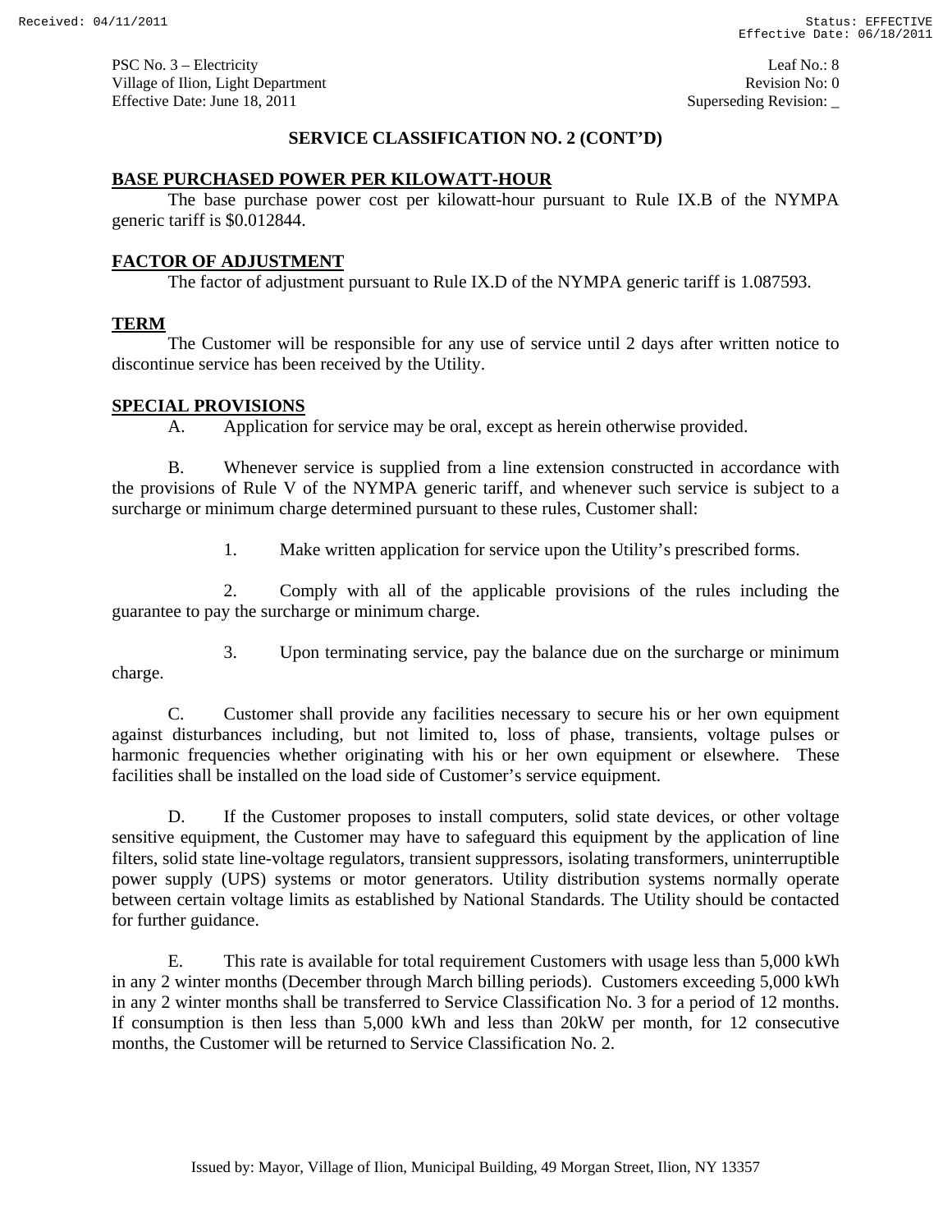PSC No. 3 – Electricity
Village of Ilion, Light Department
Effective Date: June 18, 2011

Leaf No.: 8
Revision No: 0
Superseding Revision: _

## SERVICE CLASSIFICATION NO. 2 (CONT'D)

### BASE PURCHASED POWER PER KILOWATT-HOUR

The base purchase power cost per kilowatt-hour pursuant to Rule IX.B of the NYMPA generic tariff is $0.012844.

### FACTOR OF ADJUSTMENT

The factor of adjustment pursuant to Rule IX.D of the NYMPA generic tariff is 1.087593.

### TERM

The Customer will be responsible for any use of service until 2 days after written notice to discontinue service has been received by the Utility.

### SPECIAL PROVISIONS

A. Application for service may be oral, except as herein otherwise provided.

B. Whenever service is supplied from a line extension constructed in accordance with the provisions of Rule V of the NYMPA generic tariff, and whenever such service is subject to a surcharge or minimum charge determined pursuant to these rules, Customer shall:

1. Make written application for service upon the Utility's prescribed forms.

2. Comply with all of the applicable provisions of the rules including the guarantee to pay the surcharge or minimum charge.

3. Upon terminating service, pay the balance due on the surcharge or minimum charge.

C. Customer shall provide any facilities necessary to secure his or her own equipment against disturbances including, but not limited to, loss of phase, transients, voltage pulses or harmonic frequencies whether originating with his or her own equipment or elsewhere. These facilities shall be installed on the load side of Customer's service equipment.

D. If the Customer proposes to install computers, solid state devices, or other voltage sensitive equipment, the Customer may have to safeguard this equipment by the application of line filters, solid state line-voltage regulators, transient suppressors, isolating transformers, uninterruptible power supply (UPS) systems or motor generators. Utility distribution systems normally operate between certain voltage limits as established by National Standards. The Utility should be contacted for further guidance.

E. This rate is available for total requirement Customers with usage less than 5,000 kWh in any 2 winter months (December through March billing periods). Customers exceeding 5,000 kWh in any 2 winter months shall be transferred to Service Classification No. 3 for a period of 12 months. If consumption is then less than 5,000 kWh and less than 20kW per month, for 12 consecutive months, the Customer will be returned to Service Classification No. 2.

Issued by: Mayor, Village of Ilion, Municipal Building, 49 Morgan Street, Ilion, NY 13357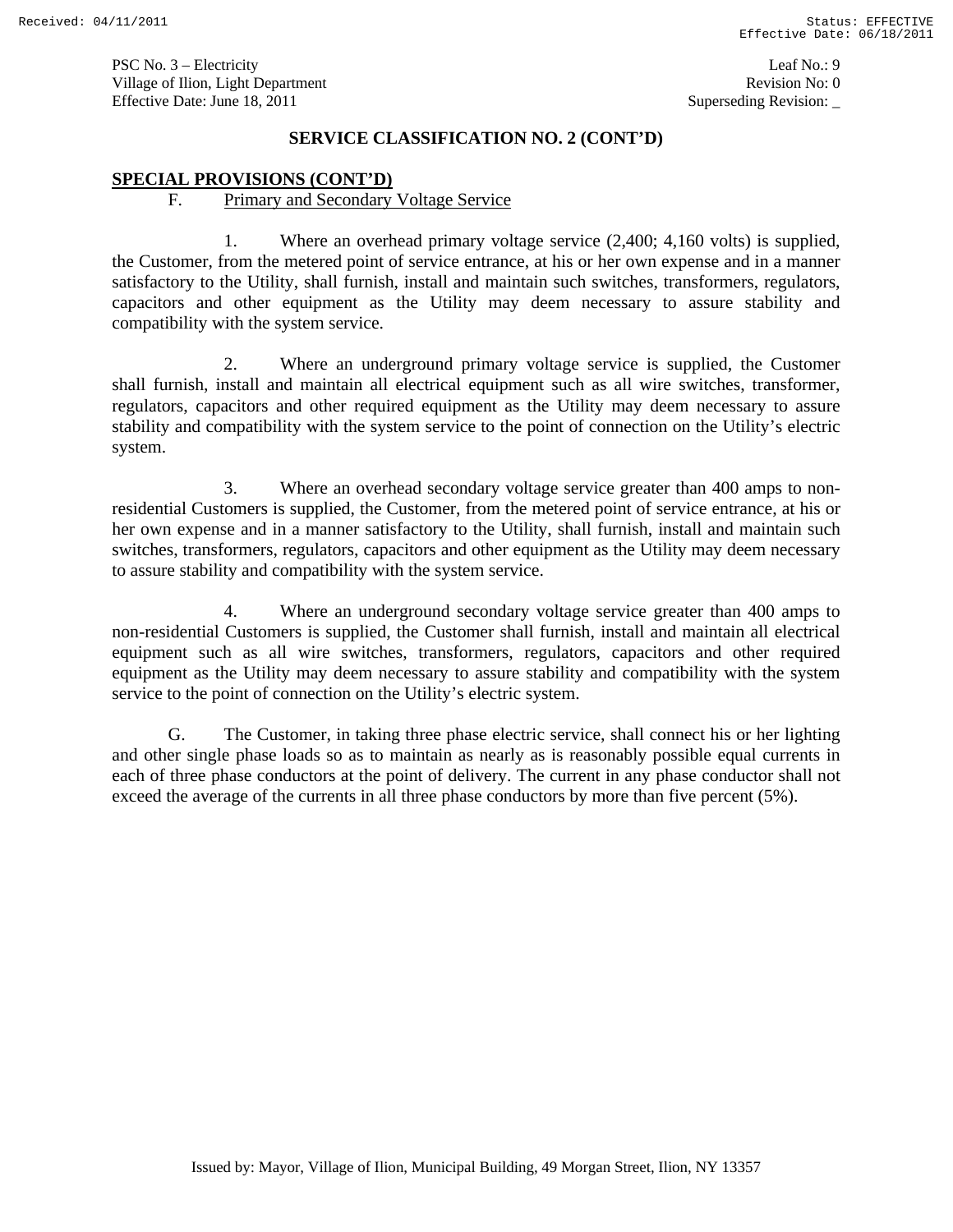## SERVICE CLASSIFICATION NO. 2 (CONT'D)

**SPECIAL PROVISIONS (CONT'D)**

F. Primary and Secondary Voltage Service

1. Where an overhead primary voltage service (2,400; 4,160 volts) is supplied, the Customer, from the metered point of service entrance, at his or her own expense and in a manner satisfactory to the Utility, shall furnish, install and maintain such switches, transformers, regulators, capacitors and other equipment as the Utility may deem necessary to assure stability and compatibility with the system service.

2. Where an underground primary voltage service is supplied, the Customer shall furnish, install and maintain all electrical equipment such as all wire switches, transformer, regulators, capacitors and other required equipment as the Utility may deem necessary to assure stability and compatibility with the system service to the point of connection on the Utility's electric system.

3. Where an overhead secondary voltage service greater than 400 amps to non-residential Customers is supplied, the Customer, from the metered point of service entrance, at his or her own expense and in a manner satisfactory to the Utility, shall furnish, install and maintain such switches, transformers, regulators, capacitors and other equipment as the Utility may deem necessary to assure stability and compatibility with the system service.

4. Where an underground secondary voltage service greater than 400 amps to non-residential Customers is supplied, the Customer shall furnish, install and maintain all electrical equipment such as all wire switches, transformers, regulators, capacitors and other required equipment as the Utility may deem necessary to assure stability and compatibility with the system service to the point of connection on the Utility's electric system.

G. The Customer, in taking three phase electric service, shall connect his or her lighting and other single phase loads so as to maintain as nearly as is reasonably possible equal currents in each of three phase conductors at the point of delivery. The current in any phase conductor shall not exceed the average of the currents in all three phase conductors by more than five percent (5%).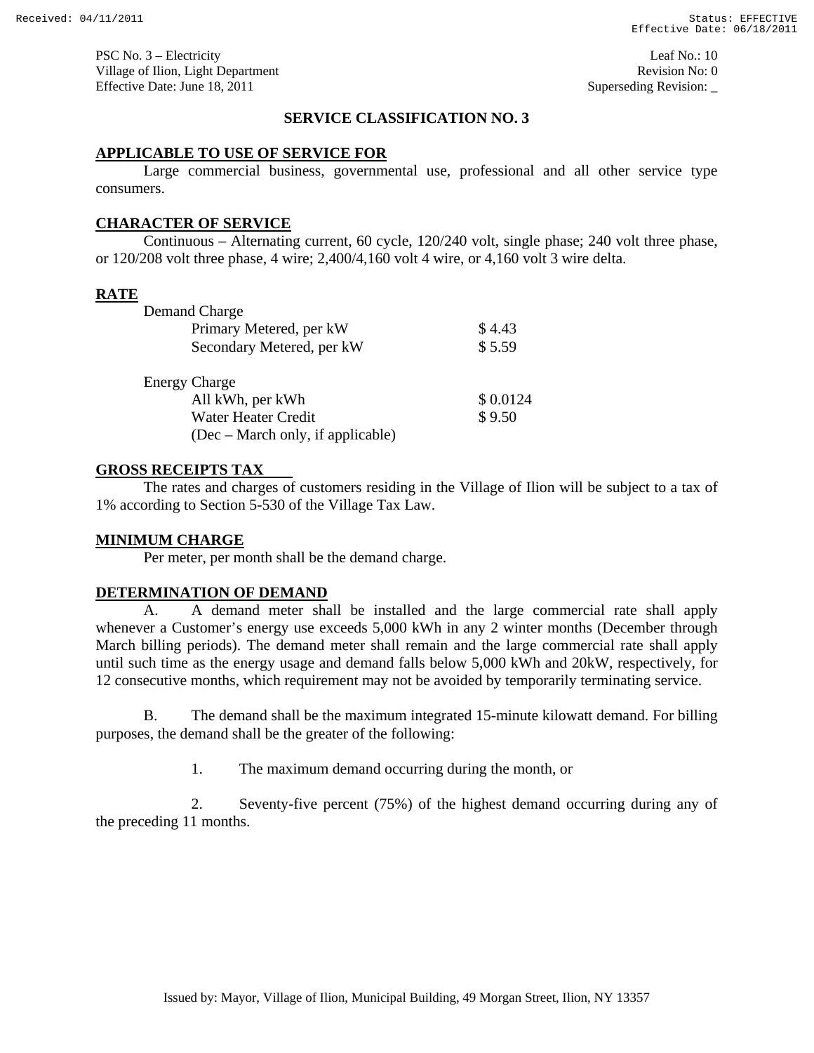PSC No. 3 – Electricity
Village of Ilion, Light Department
Effective Date: June 18, 2011

Leaf No.: 10
Revision No: 0
Superseding Revision: _

## SERVICE CLASSIFICATION NO. 3

### APPLICABLE TO USE OF SERVICE FOR

Large commercial business, governmental use, professional and all other service type consumers.

### CHARACTER OF SERVICE

Continuous – Alternating current, 60 cycle, 120/240 volt, single phase; 240 volt three phase, or 120/208 volt three phase, 4 wire; 2,400/4,160 volt 4 wire, or 4,160 volt 3 wire delta.

### RATE

| | |
|---|---|
| **Demand Charge** | |
| Primary Metered, per kW | $ 4.43 |
| Secondary Metered, per kW | $ 5.59 |
| **Energy Charge** | |
| All kWh, per kWh | $ 0.0124 |
| Water Heater Credit | $ 9.50 |
| (Dec – March only, if applicable) | |

### GROSS RECEIPTS TAX

The rates and charges of customers residing in the Village of Ilion will be subject to a tax of 1% according to Section 5-530 of the Village Tax Law.

### MINIMUM CHARGE

Per meter, per month shall be the demand charge.

### DETERMINATION OF DEMAND

A. A demand meter shall be installed and the large commercial rate shall apply whenever a Customer's energy use exceeds 5,000 kWh in any 2 winter months (December through March billing periods). The demand meter shall remain and the large commercial rate shall apply until such time as the energy usage and demand falls below 5,000 kWh and 20kW, respectively, for 12 consecutive months, which requirement may not be avoided by temporarily terminating service.

B. The demand shall be the maximum integrated 15-minute kilowatt demand. For billing purposes, the demand shall be the greater of the following:

1. The maximum demand occurring during the month, or

2. Seventy-five percent (75%) of the highest demand occurring during any of the preceding 11 months.

Issued by: Mayor, Village of Ilion, Municipal Building, 49 Morgan Street, Ilion, NY 13357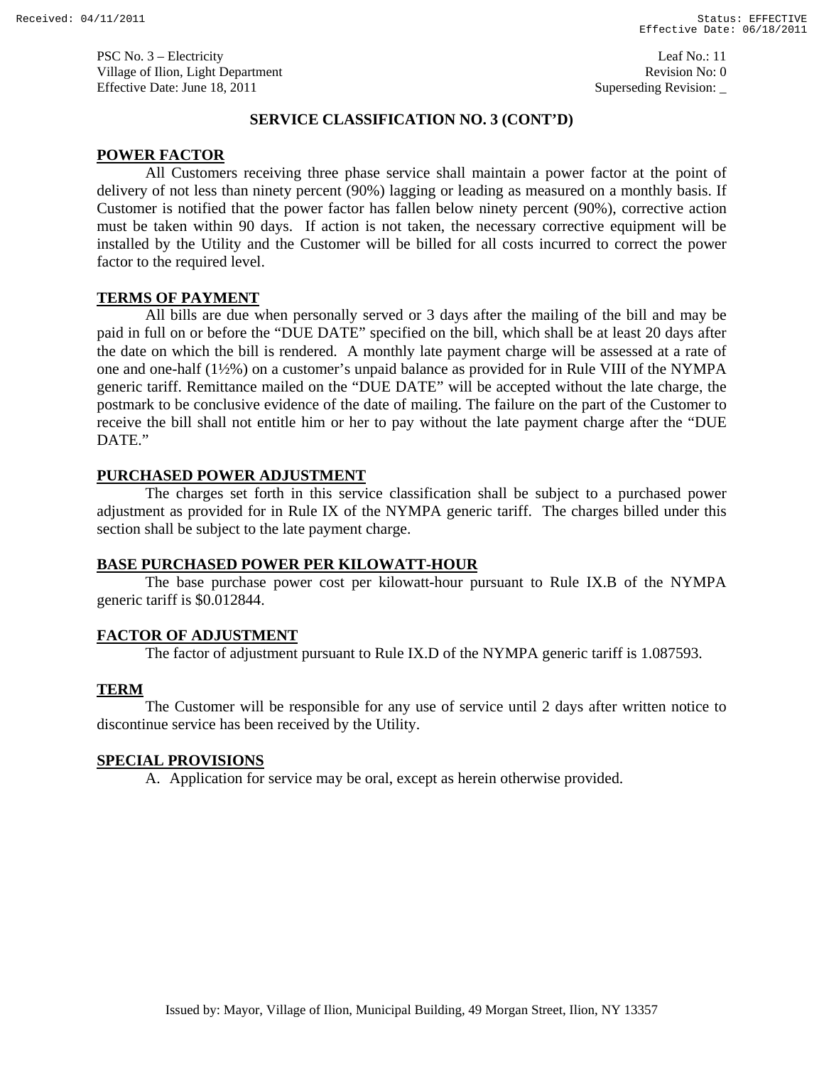PSC No. 3 – Electricity
Village of Ilion, Light Department
Effective Date: June 18, 2011

Leaf No.: 11
Revision No: 0
Superseding Revision: _

## SERVICE CLASSIFICATION NO. 3 (CONT'D)

### POWER FACTOR

All Customers receiving three phase service shall maintain a power factor at the point of delivery of not less than ninety percent (90%) lagging or leading as measured on a monthly basis. If Customer is notified that the power factor has fallen below ninety percent (90%), corrective action must be taken within 90 days. If action is not taken, the necessary corrective equipment will be installed by the Utility and the Customer will be billed for all costs incurred to correct the power factor to the required level.

### TERMS OF PAYMENT

All bills are due when personally served or 3 days after the mailing of the bill and may be paid in full on or before the "DUE DATE" specified on the bill, which shall be at least 20 days after the date on which the bill is rendered. A monthly late payment charge will be assessed at a rate of one and one-half (1½%) on a customer's unpaid balance as provided for in Rule VIII of the NYMPA generic tariff. Remittance mailed on the "DUE DATE" will be accepted without the late charge, the postmark to be conclusive evidence of the date of mailing. The failure on the part of the Customer to receive the bill shall not entitle him or her to pay without the late payment charge after the "DUE DATE."

### PURCHASED POWER ADJUSTMENT

The charges set forth in this service classification shall be subject to a purchased power adjustment as provided for in Rule IX of the NYMPA generic tariff. The charges billed under this section shall be subject to the late payment charge.

### BASE PURCHASED POWER PER KILOWATT-HOUR

The base purchase power cost per kilowatt-hour pursuant to Rule IX.B of the NYMPA generic tariff is $0.012844.

### FACTOR OF ADJUSTMENT

The factor of adjustment pursuant to Rule IX.D of the NYMPA generic tariff is 1.087593.

### TERM

The Customer will be responsible for any use of service until 2 days after written notice to discontinue service has been received by the Utility.

### SPECIAL PROVISIONS

A. Application for service may be oral, except as herein otherwise provided.

Issued by: Mayor, Village of Ilion, Municipal Building, 49 Morgan Street, Ilion, NY 13357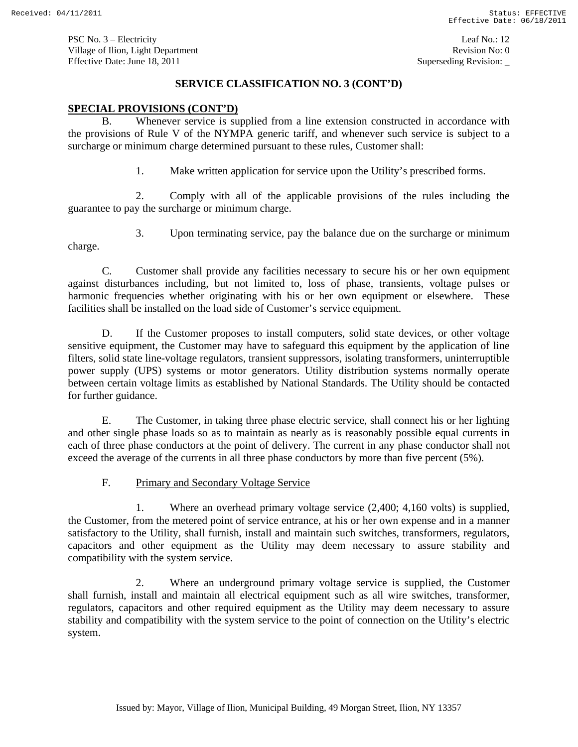## SERVICE CLASSIFICATION NO. 3 (CONT'D)

**SPECIAL PROVISIONS (CONT'D)**

B. Whenever service is supplied from a line extension constructed in accordance with the provisions of Rule V of the NYMPA generic tariff, and whenever such service is subject to a surcharge or minimum charge determined pursuant to these rules, Customer shall:

1. Make written application for service upon the Utility's prescribed forms.

2. Comply with all of the applicable provisions of the rules including the guarantee to pay the surcharge or minimum charge.

3. Upon terminating service, pay the balance due on the surcharge or minimum charge.

C. Customer shall provide any facilities necessary to secure his or her own equipment against disturbances including, but not limited to, loss of phase, transients, voltage pulses or harmonic frequencies whether originating with his or her own equipment or elsewhere. These facilities shall be installed on the load side of Customer's service equipment.

D. If the Customer proposes to install computers, solid state devices, or other voltage sensitive equipment, the Customer may have to safeguard this equipment by the application of line filters, solid state line-voltage regulators, transient suppressors, isolating transformers, uninterruptible power supply (UPS) systems or motor generators. Utility distribution systems normally operate between certain voltage limits as established by National Standards. The Utility should be contacted for further guidance.

E. The Customer, in taking three phase electric service, shall connect his or her lighting and other single phase loads so as to maintain as nearly as is reasonably possible equal currents in each of three phase conductors at the point of delivery. The current in any phase conductor shall not exceed the average of the currents in all three phase conductors by more than five percent (5%).

F. Primary and Secondary Voltage Service

1. Where an overhead primary voltage service (2,400; 4,160 volts) is supplied, the Customer, from the metered point of service entrance, at his or her own expense and in a manner satisfactory to the Utility, shall furnish, install and maintain such switches, transformers, regulators, capacitors and other equipment as the Utility may deem necessary to assure stability and compatibility with the system service.

2. Where an underground primary voltage service is supplied, the Customer shall furnish, install and maintain all electrical equipment such as all wire switches, transformer, regulators, capacitors and other required equipment as the Utility may deem necessary to assure stability and compatibility with the system service to the point of connection on the Utility's electric system.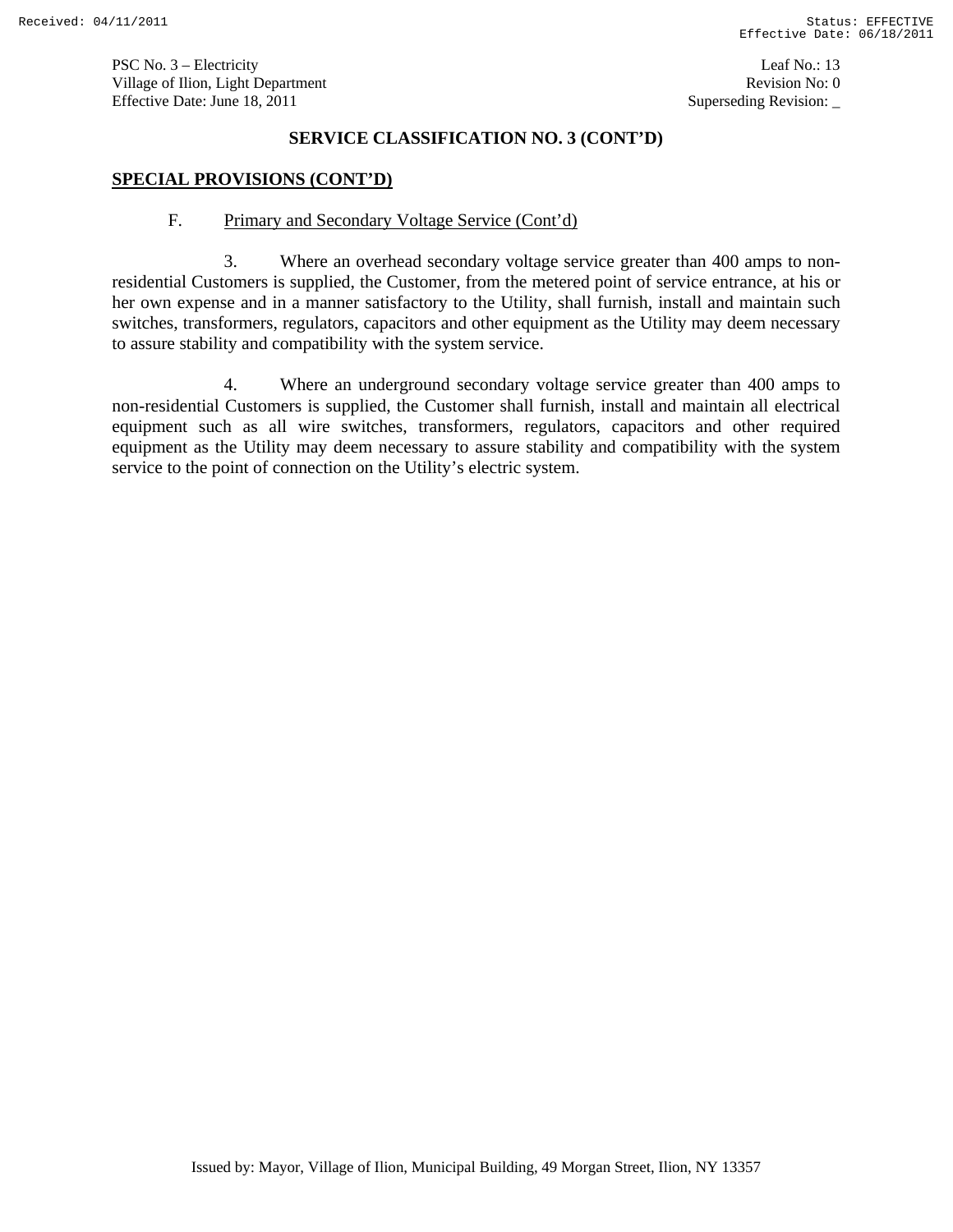## SERVICE CLASSIFICATION NO. 3 (CONT'D)

### SPECIAL PROVISIONS (CONT'D)

F. Primary and Secondary Voltage Service (Cont'd)

3. Where an overhead secondary voltage service greater than 400 amps to non-residential Customers is supplied, the Customer, from the metered point of service entrance, at his or her own expense and in a manner satisfactory to the Utility, shall furnish, install and maintain such switches, transformers, regulators, capacitors and other equipment as the Utility may deem necessary to assure stability and compatibility with the system service.

4. Where an underground secondary voltage service greater than 400 amps to non-residential Customers is supplied, the Customer shall furnish, install and maintain all electrical equipment such as all wire switches, transformers, regulators, capacitors and other required equipment as the Utility may deem necessary to assure stability and compatibility with the system service to the point of connection on the Utility's electric system.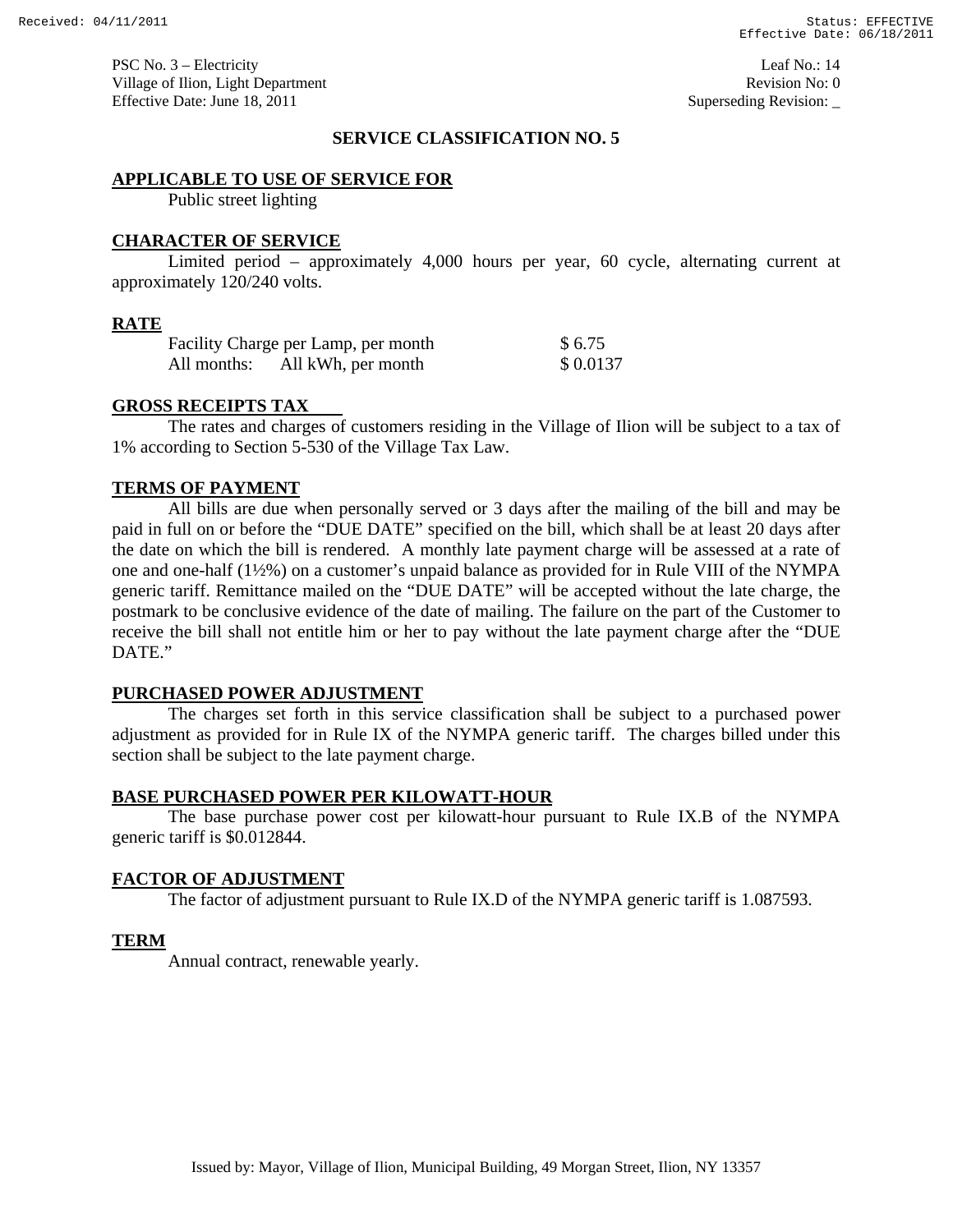PSC No. 3 – Electricity
Village of Ilion, Light Department
Effective Date: June 18, 2011

Leaf No.: 14
Revision No: 0
Superseding Revision: _

# SERVICE CLASSIFICATION NO. 5

## APPLICABLE TO USE OF SERVICE FOR

Public street lighting

## CHARACTER OF SERVICE

Limited period – approximately 4,000 hours per year, 60 cycle, alternating current at approximately 120/240 volts.

## RATE

| | |
|---|---|
| Facility Charge per Lamp, per month | $ 6.75 |
| All months: All kWh, per month | $ 0.0137 |

## GROSS RECEIPTS TAX

The rates and charges of customers residing in the Village of Ilion will be subject to a tax of 1% according to Section 5-530 of the Village Tax Law.

## TERMS OF PAYMENT

All bills are due when personally served or 3 days after the mailing of the bill and may be paid in full on or before the "DUE DATE" specified on the bill, which shall be at least 20 days after the date on which the bill is rendered. A monthly late payment charge will be assessed at a rate of one and one-half (1½%) on a customer's unpaid balance as provided for in Rule VIII of the NYMPA generic tariff. Remittance mailed on the "DUE DATE" will be accepted without the late charge, the postmark to be conclusive evidence of the date of mailing. The failure on the part of the Customer to receive the bill shall not entitle him or her to pay without the late payment charge after the "DUE DATE."

## PURCHASED POWER ADJUSTMENT

The charges set forth in this service classification shall be subject to a purchased power adjustment as provided for in Rule IX of the NYMPA generic tariff. The charges billed under this section shall be subject to the late payment charge.

## BASE PURCHASED POWER PER KILOWATT-HOUR

The base purchase power cost per kilowatt-hour pursuant to Rule IX.B of the NYMPA generic tariff is $0.012844.

## FACTOR OF ADJUSTMENT

The factor of adjustment pursuant to Rule IX.D of the NYMPA generic tariff is 1.087593.

## TERM

Annual contract, renewable yearly.

Issued by: Mayor, Village of Ilion, Municipal Building, 49 Morgan Street, Ilion, NY 13357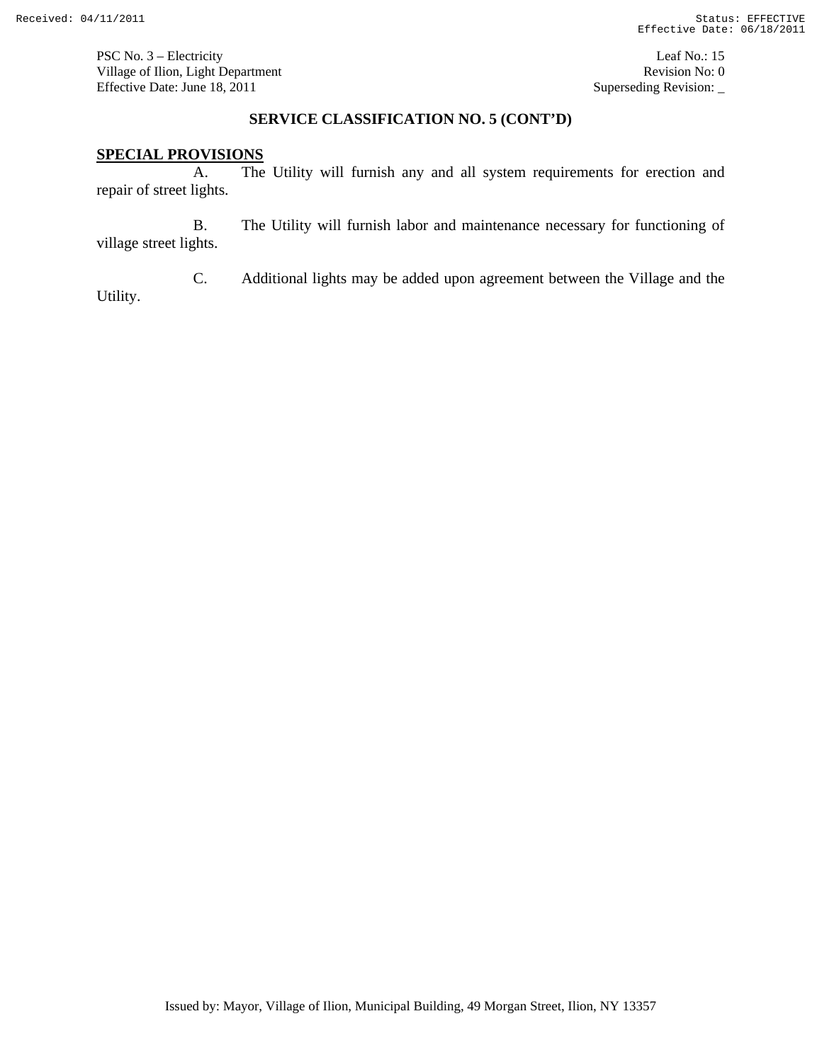PSC No. 3 – Electricity  
Village of Ilion, Light Department  
Effective Date: June 18, 2011

Leaf No.: 15  
Revision No: 0  
Superseding Revision: _

## SERVICE CLASSIFICATION NO. 5 (CONT'D)

**SPECIAL PROVISIONS**

A. The Utility will furnish any and all system requirements for erection and repair of street lights.

B. The Utility will furnish labor and maintenance necessary for functioning of village street lights.

C. Additional lights may be added upon agreement between the Village and the Utility.

Issued by: Mayor, Village of Ilion, Municipal Building, 49 Morgan Street, Ilion, NY 13357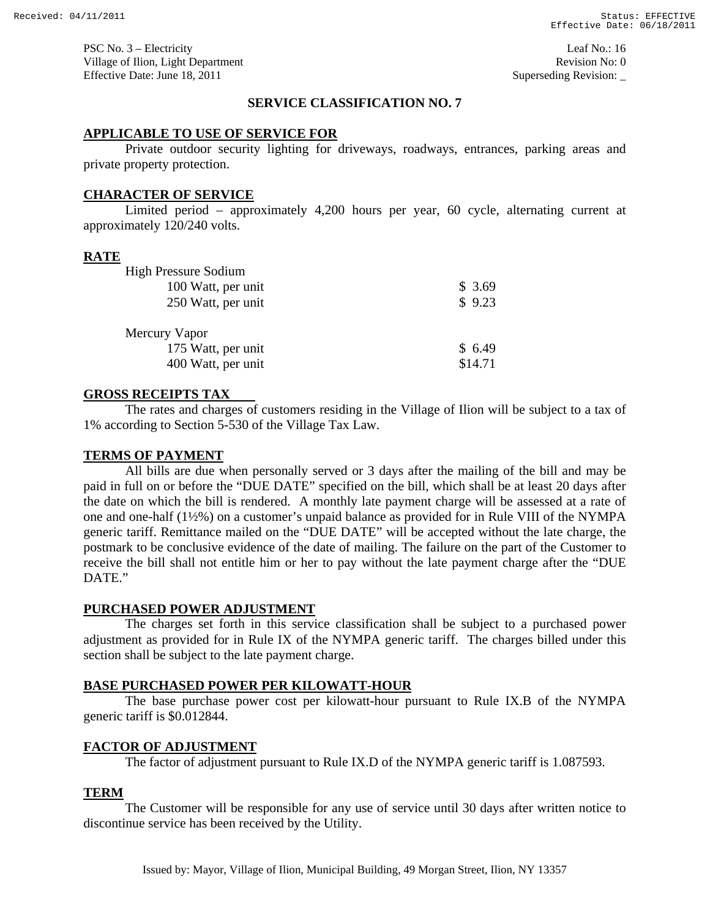PSC No. 3 – Electricity
Village of Ilion, Light Department
Effective Date: June 18, 2011

Leaf No.: 16
Revision No: 0
Superseding Revision: _

## SERVICE CLASSIFICATION NO. 7

### APPLICABLE TO USE OF SERVICE FOR

Private outdoor security lighting for driveways, roadways, entrances, parking areas and private property protection.

### CHARACTER OF SERVICE

Limited period – approximately 4,200 hours per year, 60 cycle, alternating current at approximately 120/240 volts.

### RATE

| | |
|---|---|
| **High Pressure Sodium** | |
| 100 Watt, per unit | \$ 3.69 |
| 250 Watt, per unit | \$ 9.23 |
| **Mercury Vapor** | |
| 175 Watt, per unit | \$ 6.49 |
| 400 Watt, per unit | \$14.71 |

### GROSS RECEIPTS TAX

The rates and charges of customers residing in the Village of Ilion will be subject to a tax of 1% according to Section 5-530 of the Village Tax Law.

### TERMS OF PAYMENT

All bills are due when personally served or 3 days after the mailing of the bill and may be paid in full on or before the "DUE DATE" specified on the bill, which shall be at least 20 days after the date on which the bill is rendered. A monthly late payment charge will be assessed at a rate of one and one-half (1½%) on a customer's unpaid balance as provided for in Rule VIII of the NYMPA generic tariff. Remittance mailed on the "DUE DATE" will be accepted without the late charge, the postmark to be conclusive evidence of the date of mailing. The failure on the part of the Customer to receive the bill shall not entitle him or her to pay without the late payment charge after the "DUE DATE."

### PURCHASED POWER ADJUSTMENT

The charges set forth in this service classification shall be subject to a purchased power adjustment as provided for in Rule IX of the NYMPA generic tariff. The charges billed under this section shall be subject to the late payment charge.

### BASE PURCHASED POWER PER KILOWATT-HOUR

The base purchase power cost per kilowatt-hour pursuant to Rule IX.B of the NYMPA generic tariff is \$0.012844.

### FACTOR OF ADJUSTMENT

The factor of adjustment pursuant to Rule IX.D of the NYMPA generic tariff is 1.087593.

### TERM

The Customer will be responsible for any use of service until 30 days after written notice to discontinue service has been received by the Utility.

Issued by: Mayor, Village of Ilion, Municipal Building, 49 Morgan Street, Ilion, NY 13357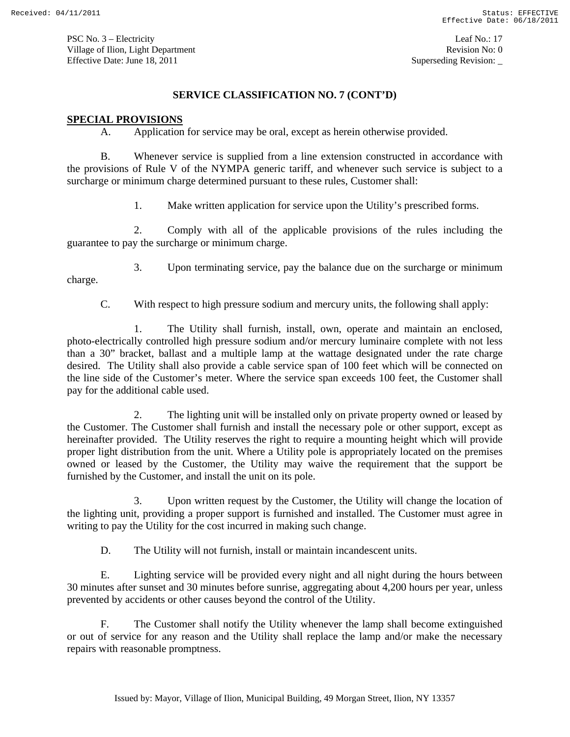## SERVICE CLASSIFICATION NO. 7 (CONT'D)

**SPECIAL PROVISIONS**

A. Application for service may be oral, except as herein otherwise provided.

B. Whenever service is supplied from a line extension constructed in accordance with the provisions of Rule V of the NYMPA generic tariff, and whenever such service is subject to a surcharge or minimum charge determined pursuant to these rules, Customer shall:

1. Make written application for service upon the Utility's prescribed forms.

2. Comply with all of the applicable provisions of the rules including the guarantee to pay the surcharge or minimum charge.

3. Upon terminating service, pay the balance due on the surcharge or minimum charge.

C. With respect to high pressure sodium and mercury units, the following shall apply:

1. The Utility shall furnish, install, own, operate and maintain an enclosed, photo-electrically controlled high pressure sodium and/or mercury luminaire complete with not less than a 30" bracket, ballast and a multiple lamp at the wattage designated under the rate charge desired. The Utility shall also provide a cable service span of 100 feet which will be connected on the line side of the Customer's meter. Where the service span exceeds 100 feet, the Customer shall pay for the additional cable used.

2. The lighting unit will be installed only on private property owned or leased by the Customer. The Customer shall furnish and install the necessary pole or other support, except as hereinafter provided. The Utility reserves the right to require a mounting height which will provide proper light distribution from the unit. Where a Utility pole is appropriately located on the premises owned or leased by the Customer, the Utility may waive the requirement that the support be furnished by the Customer, and install the unit on its pole.

3. Upon written request by the Customer, the Utility will change the location of the lighting unit, providing a proper support is furnished and installed. The Customer must agree in writing to pay the Utility for the cost incurred in making such change.

D. The Utility will not furnish, install or maintain incandescent units.

E. Lighting service will be provided every night and all night during the hours between 30 minutes after sunset and 30 minutes before sunrise, aggregating about 4,200 hours per year, unless prevented by accidents or other causes beyond the control of the Utility.

F. The Customer shall notify the Utility whenever the lamp shall become extinguished or out of service for any reason and the Utility shall replace the lamp and/or make the necessary repairs with reasonable promptness.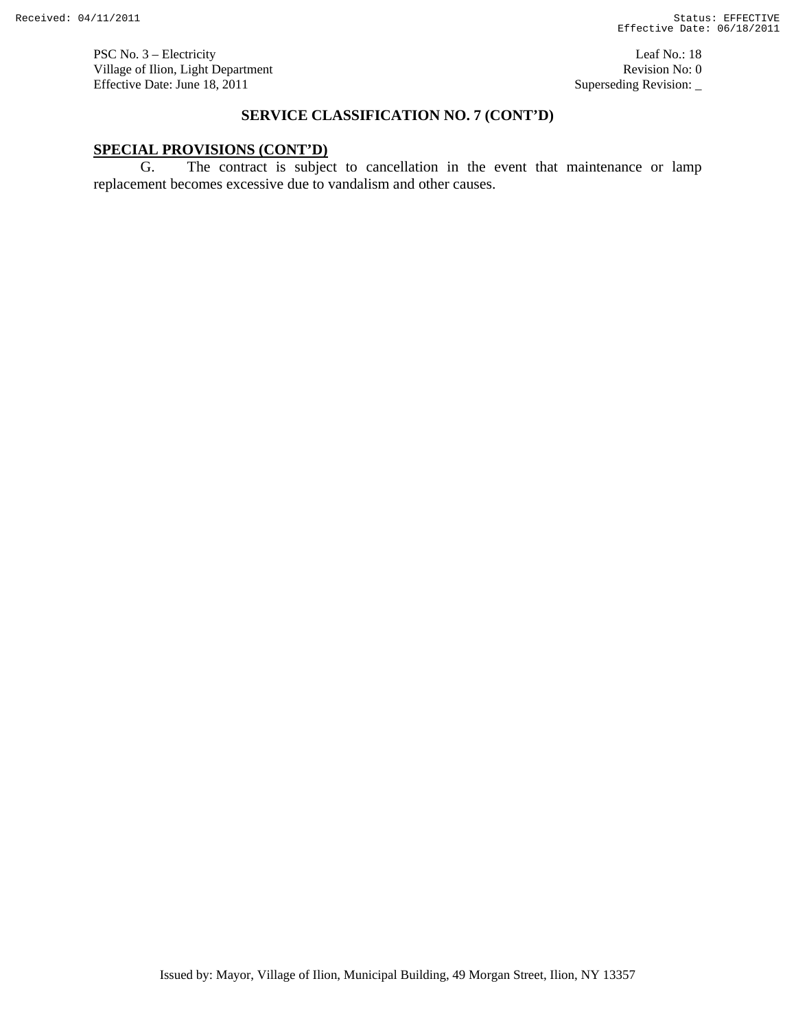## SERVICE CLASSIFICATION NO. 7 (CONT'D)

**SPECIAL PROVISIONS (CONT'D)**

G. The contract is subject to cancellation in the event that maintenance or lamp replacement becomes excessive due to vandalism and other causes.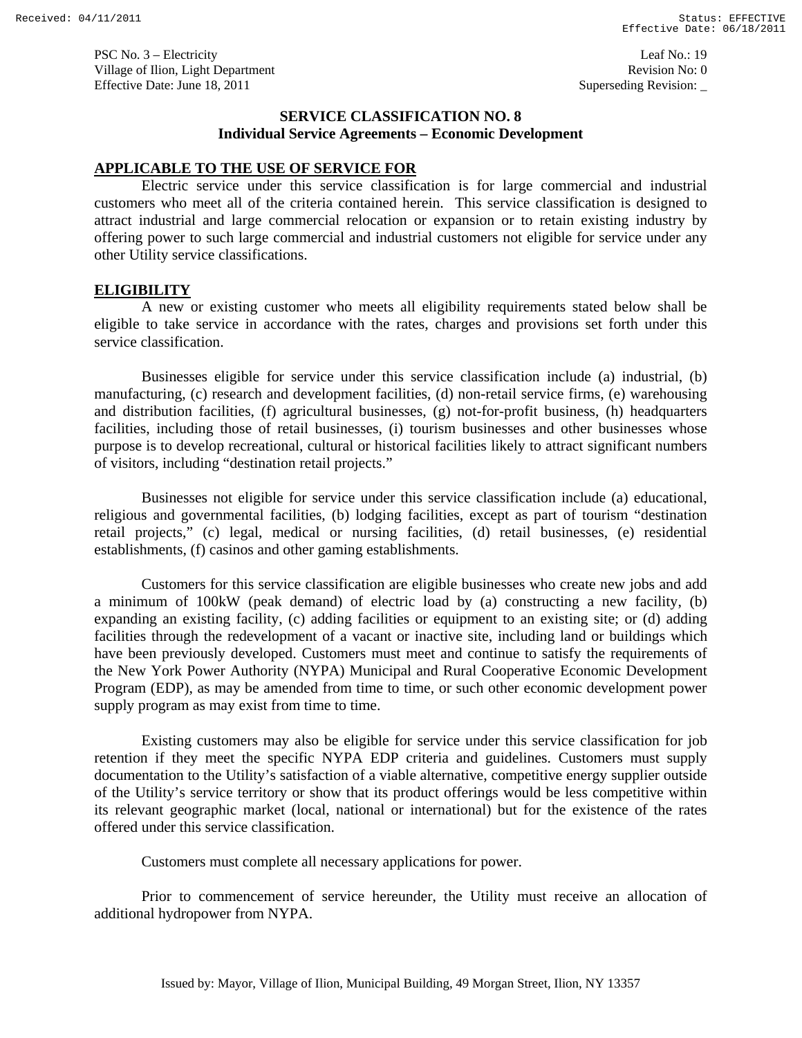## SERVICE CLASSIFICATION NO. 8
### Individual Service Agreements – Economic Development

**APPLICABLE TO THE USE OF SERVICE FOR**

Electric service under this service classification is for large commercial and industrial customers who meet all of the criteria contained herein. This service classification is designed to attract industrial and large commercial relocation or expansion or to retain existing industry by offering power to such large commercial and industrial customers not eligible for service under any other Utility service classifications.

**ELIGIBILITY**

A new or existing customer who meets all eligibility requirements stated below shall be eligible to take service in accordance with the rates, charges and provisions set forth under this service classification.

Businesses eligible for service under this service classification include (a) industrial, (b) manufacturing, (c) research and development facilities, (d) non-retail service firms, (e) warehousing and distribution facilities, (f) agricultural businesses, (g) not-for-profit business, (h) headquarters facilities, including those of retail businesses, (i) tourism businesses and other businesses whose purpose is to develop recreational, cultural or historical facilities likely to attract significant numbers of visitors, including "destination retail projects."

Businesses not eligible for service under this service classification include (a) educational, religious and governmental facilities, (b) lodging facilities, except as part of tourism "destination retail projects," (c) legal, medical or nursing facilities, (d) retail businesses, (e) residential establishments, (f) casinos and other gaming establishments.

Customers for this service classification are eligible businesses who create new jobs and add a minimum of 100kW (peak demand) of electric load by (a) constructing a new facility, (b) expanding an existing facility, (c) adding facilities or equipment to an existing site; or (d) adding facilities through the redevelopment of a vacant or inactive site, including land or buildings which have been previously developed. Customers must meet and continue to satisfy the requirements of the New York Power Authority (NYPA) Municipal and Rural Cooperative Economic Development Program (EDP), as may be amended from time to time, or such other economic development power supply program as may exist from time to time.

Existing customers may also be eligible for service under this service classification for job retention if they meet the specific NYPA EDP criteria and guidelines. Customers must supply documentation to the Utility's satisfaction of a viable alternative, competitive energy supplier outside of the Utility's service territory or show that its product offerings would be less competitive within its relevant geographic market (local, national or international) but for the existence of the rates offered under this service classification.

Customers must complete all necessary applications for power.

Prior to commencement of service hereunder, the Utility must receive an allocation of additional hydropower from NYPA.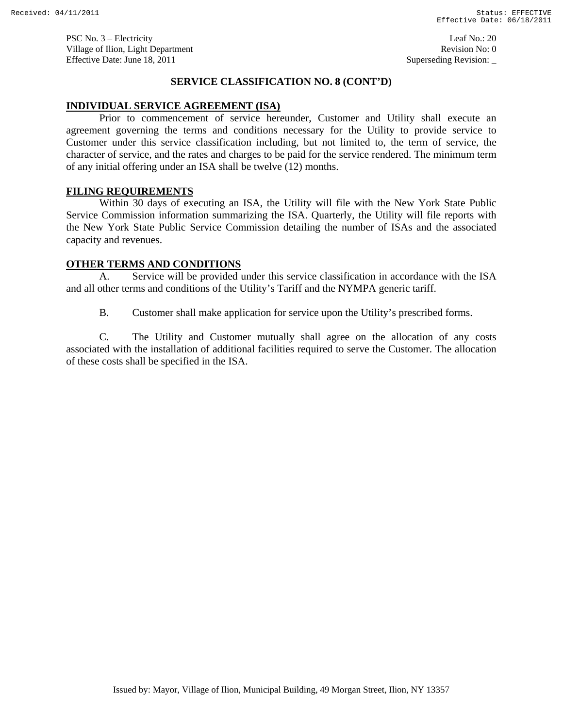PSC No. 3 – Electricity
Village of Ilion, Light Department
Effective Date: June 18, 2011

Leaf No.: 20
Revision No: 0
Superseding Revision: _

## SERVICE CLASSIFICATION NO. 8 (CONT'D)

### INDIVIDUAL SERVICE AGREEMENT (ISA)

Prior to commencement of service hereunder, Customer and Utility shall execute an agreement governing the terms and conditions necessary for the Utility to provide service to Customer under this service classification including, but not limited to, the term of service, the character of service, and the rates and charges to be paid for the service rendered. The minimum term of any initial offering under an ISA shall be twelve (12) months.

### FILING REQUIREMENTS

Within 30 days of executing an ISA, the Utility will file with the New York State Public Service Commission information summarizing the ISA. Quarterly, the Utility will file reports with the New York State Public Service Commission detailing the number of ISAs and the associated capacity and revenues.

### OTHER TERMS AND CONDITIONS

A. Service will be provided under this service classification in accordance with the ISA and all other terms and conditions of the Utility's Tariff and the NYMPA generic tariff.

B. Customer shall make application for service upon the Utility's prescribed forms.

C. The Utility and Customer mutually shall agree on the allocation of any costs associated with the installation of additional facilities required to serve the Customer. The allocation of these costs shall be specified in the ISA.

Issued by: Mayor, Village of Ilion, Municipal Building, 49 Morgan Street, Ilion, NY 13357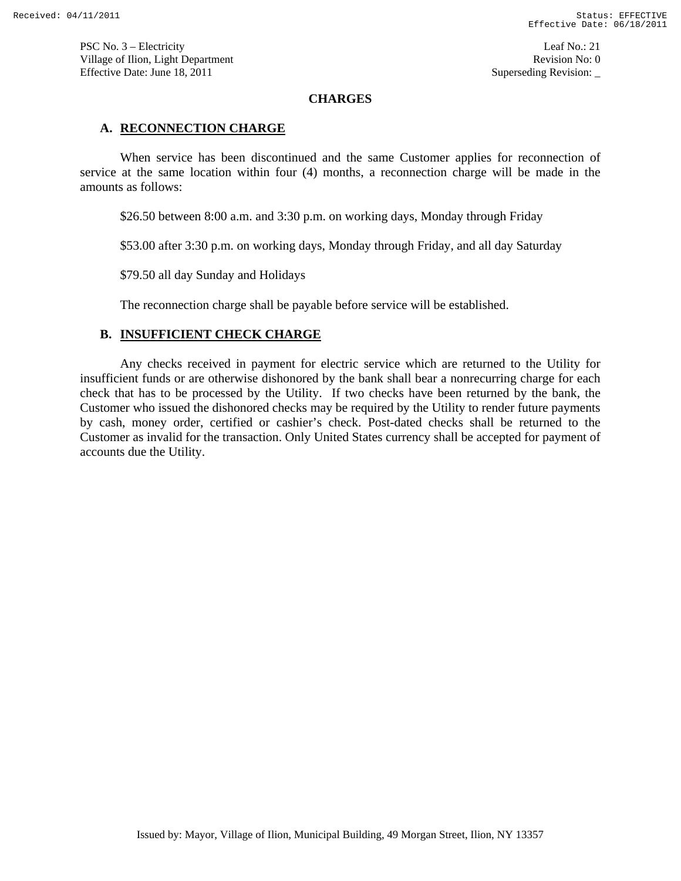PSC No. 3 – Electricity
Village of Ilion, Light Department
Effective Date: June 18, 2011

Leaf No.: 21
Revision No: 0
Superseding Revision: _

## CHARGES

### A. RECONNECTION CHARGE

When service has been discontinued and the same Customer applies for reconnection of service at the same location within four (4) months, a reconnection charge will be made in the amounts as follows:

$26.50 between 8:00 a.m. and 3:30 p.m. on working days, Monday through Friday

$53.00 after 3:30 p.m. on working days, Monday through Friday, and all day Saturday

$79.50 all day Sunday and Holidays

The reconnection charge shall be payable before service will be established.

### B. INSUFFICIENT CHECK CHARGE

Any checks received in payment for electric service which are returned to the Utility for insufficient funds or are otherwise dishonored by the bank shall bear a nonrecurring charge for each check that has to be processed by the Utility. If two checks have been returned by the bank, the Customer who issued the dishonored checks may be required by the Utility to render future payments by cash, money order, certified or cashier's check. Post-dated checks shall be returned to the Customer as invalid for the transaction. Only United States currency shall be accepted for payment of accounts due the Utility.

Issued by: Mayor, Village of Ilion, Municipal Building, 49 Morgan Street, Ilion, NY 13357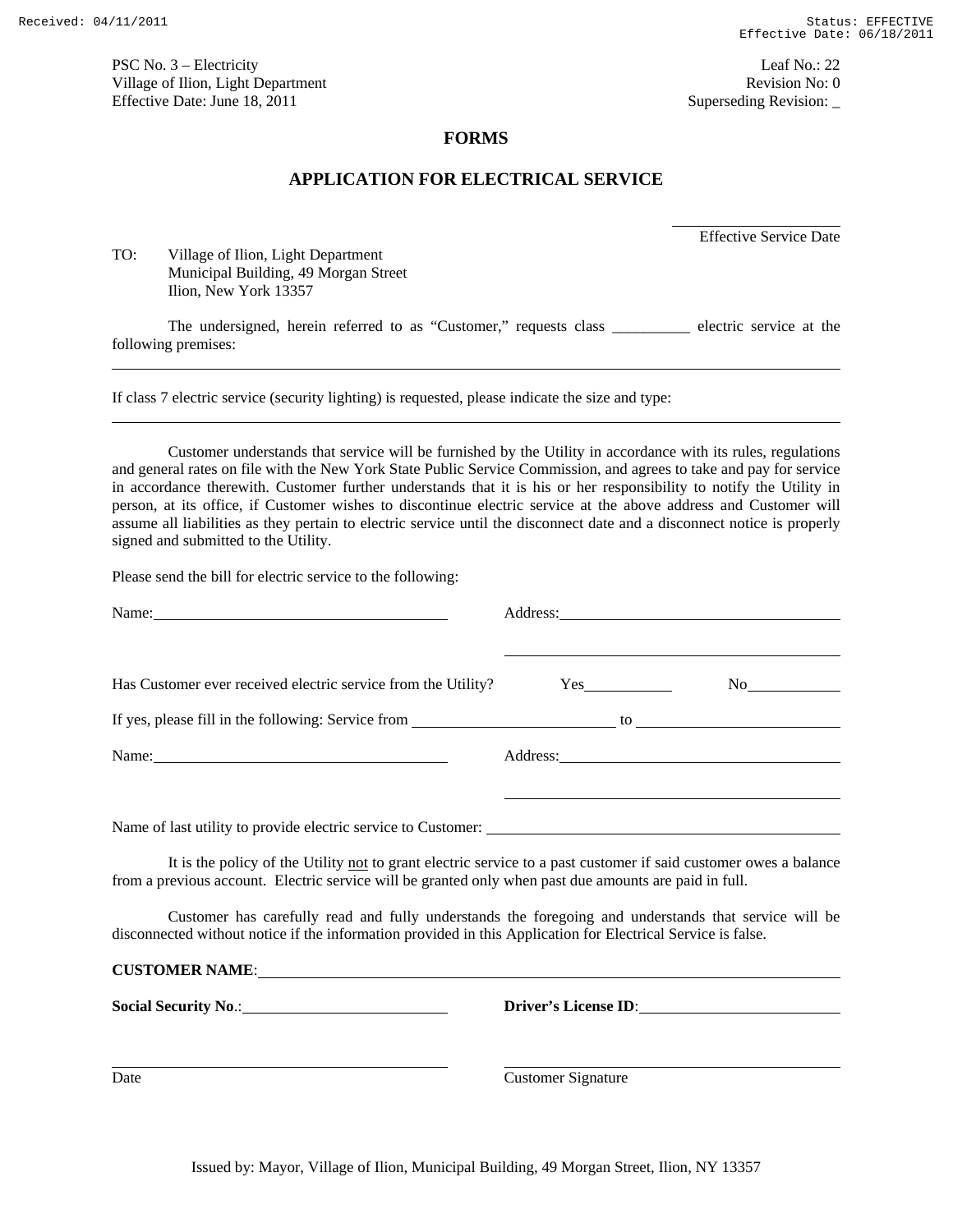# FORMS

## APPLICATION FOR ELECTRICAL SERVICE

\_\_\_\_\_\_\_\_\_\_\_\_\_\_\_\_\_\_\_\_
Effective Service Date

TO: Village of Ilion, Light Department
Municipal Building, 49 Morgan Street
Ilion, New York 13357

The undersigned, herein referred to as "Customer," requests class __________ electric service at the following premises:

\_\_\_\_\_\_\_\_\_\_\_\_\_\_\_\_\_\_\_\_\_\_\_\_\_\_\_\_\_\_\_\_\_\_\_\_\_\_\_\_\_\_\_\_\_\_\_\_\_\_\_\_\_\_\_\_\_\_\_\_

If class 7 electric service (security lighting) is requested, please indicate the size and type:

\_\_\_\_\_\_\_\_\_\_\_\_\_\_\_\_\_\_\_\_\_\_\_\_\_\_\_\_\_\_\_\_\_\_\_\_\_\_\_\_\_\_\_\_\_\_\_\_\_\_\_\_\_\_\_\_\_\_\_\_

Customer understands that service will be furnished by the Utility in accordance with its rules, regulations and general rates on file with the New York State Public Service Commission, and agrees to take and pay for service in accordance therewith. Customer further understands that it is his or her responsibility to notify the Utility in person, at its office, if Customer wishes to discontinue electric service at the above address and Customer will assume all liabilities as they pertain to electric service until the disconnect date and a disconnect notice is properly signed and submitted to the Utility.

Please send the bill for electric service to the following:

Name:\_\_\_\_\_\_\_\_\_\_\_\_\_\_\_\_\_\_\_\_\_\_\_\_\_\_\_\_\_\_ Address:\_\_\_\_\_\_\_\_\_\_\_\_\_\_\_\_\_\_\_\_\_\_\_\_\_\_\_\_\_\_

\_\_\_\_\_\_\_\_\_\_\_\_\_\_\_\_\_\_\_\_\_\_\_\_\_\_\_\_\_\_

Has Customer ever received electric service from the Utility? Yes\_\_\_\_\_\_\_\_\_ No\_\_\_\_\_\_\_\_\_

If yes, please fill in the following: Service from \_\_\_\_\_\_\_\_\_\_\_\_\_\_\_\_\_\_\_\_ to \_\_\_\_\_\_\_\_\_\_\_\_\_\_\_\_\_\_\_\_

Name:\_\_\_\_\_\_\_\_\_\_\_\_\_\_\_\_\_\_\_\_\_\_\_\_\_\_\_\_\_\_ Address:\_\_\_\_\_\_\_\_\_\_\_\_\_\_\_\_\_\_\_\_\_\_\_\_\_\_\_\_\_\_

\_\_\_\_\_\_\_\_\_\_\_\_\_\_\_\_\_\_\_\_\_\_\_\_\_\_\_\_\_\_

Name of last utility to provide electric service to Customer: \_\_\_\_\_\_\_\_\_\_\_\_\_\_\_\_\_\_\_\_\_\_\_\_\_\_\_\_\_\_

It is the policy of the Utility not to grant electric service to a past customer if said customer owes a balance from a previous account. Electric service will be granted only when past due amounts are paid in full.

Customer has carefully read and fully understands the foregoing and understands that service will be disconnected without notice if the information provided in this Application for Electrical Service is false.

**CUSTOMER NAME**:\_\_\_\_\_\_\_\_\_\_\_\_\_\_\_\_\_\_\_\_\_\_\_\_\_\_\_\_\_\_\_\_\_\_\_\_\_\_\_\_\_\_\_\_\_\_\_\_

**Social Security No**.:\_\_\_\_\_\_\_\_\_\_\_\_\_\_\_\_\_\_\_\_\_\_\_\_ **Driver's License ID**:\_\_\_\_\_\_\_\_\_\_\_\_\_\_\_\_\_\_\_\_\_\_\_\_

\_\_\_\_\_\_\_\_\_\_\_\_\_\_\_\_\_\_\_\_\_\_\_\_\_\_\_\_\_\_ \_\_\_\_\_\_\_\_\_\_\_\_\_\_\_\_\_\_\_\_\_\_\_\_\_\_\_\_\_\_
Date Customer Signature